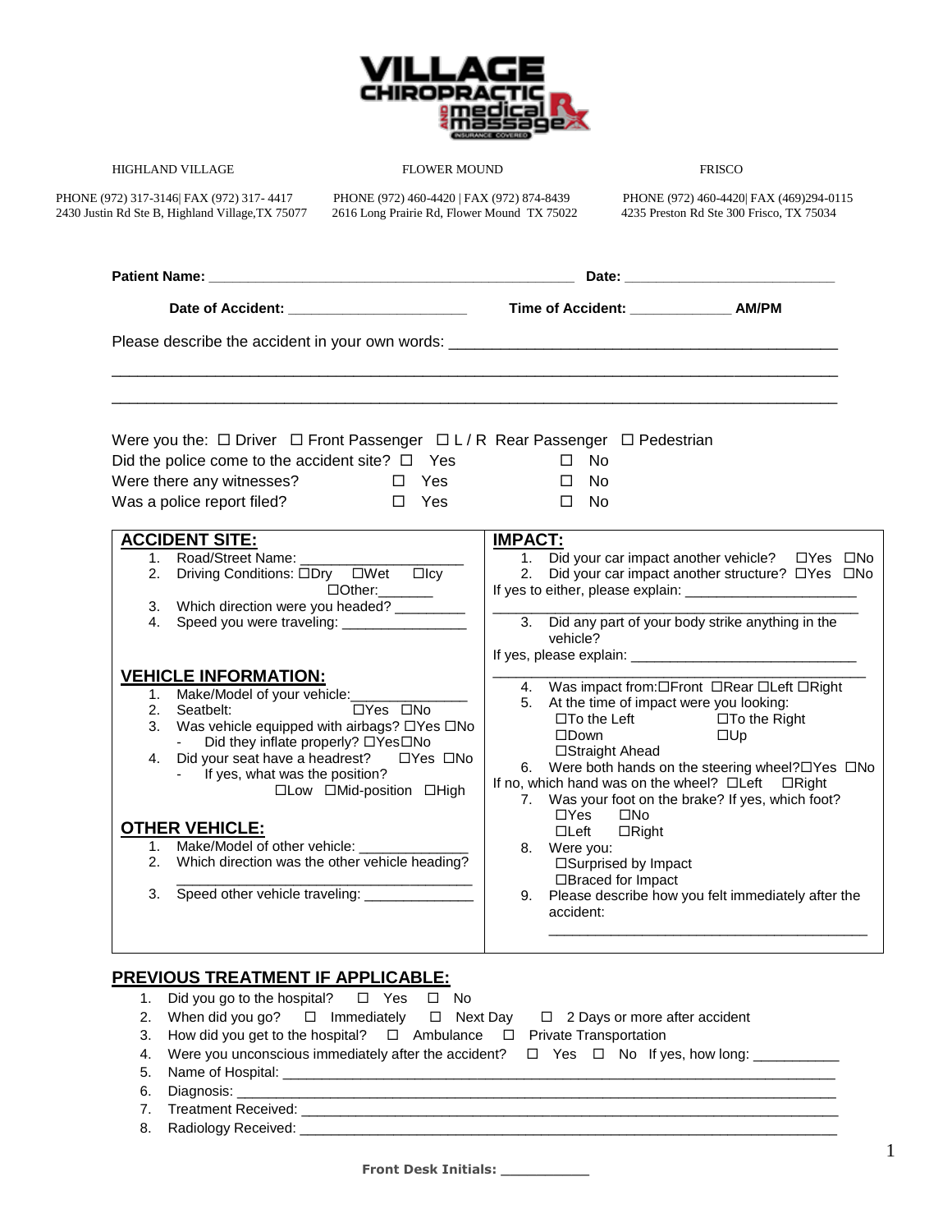# VILLAGE CHIROPRACTIC AND medical massage

INSURANCE COVERED

| HIGHLAND VILLAGE | FLOWER MOUND | FRISCO |
|---|---|---|
| PHONE (972) 317-3146\| FAX (972) 317- 4417 | PHONE (972) 460-4420 \| FAX (972) 874-8439 | PHONE (972) 460-4420\| FAX (469)294-0115 |
| 2430 Justin Rd Ste B, Highland Village,TX 75077 | 2616 Long Prairie Rd, Flower Mound TX 75022 | 4235 Preston Rd Ste 300 Frisco, TX 75034 |

**Patient Name:** ____________________________________________ **Date:** ___________________________

**Date of Accident:** _______________________ **Time of Accident:** _____________ **AM/PM**

Please describe the accident in your own words: ______________________________________________

___________________________________________________________________________________

___________________________________________________________________________________

Were you the: ☐ Driver ☐ Front Passenger ☐ L / R Rear Passenger ☐ Pedestrian

Did the police come to the accident site? ☐ Yes ☐ No

Were there any witnesses? ☐ Yes ☐ No

Was a police report filed? ☐ Yes ☐ No

## ACCIDENT SITE:

1. Road/Street Name: ____________________
2. Driving Conditions: ☐Dry ☐Wet ☐Icy ☐Other:_______
3. Which direction were you headed? _________
4. Speed you were traveling: ________________

## VEHICLE INFORMATION:

1. Make/Model of your vehicle:_______________
2. Seatbelt: ☐Yes ☐No
3. Was vehicle equipped with airbags? ☐Yes ☐No
   - Did they inflate properly? ☐Yes☐No
4. Did your seat have a headrest? ☐Yes ☐No
   - If yes, what was the position? ☐Low ☐Mid-position ☐High

## OTHER VEHICLE:

1. Make/Model of other vehicle: ______________
2. Which direction was the other vehicle heading? ______________________________________
3. Speed other vehicle traveling: ______________

## IMPACT:

1. Did your car impact another vehicle? ☐Yes ☐No
2. Did your car impact another structure? ☐Yes ☐No

If yes to either, please explain: ______________________

______________________________________________

3. Did any part of your body strike anything in the vehicle?

If yes, please explain: ____________________________

______________________________________________

4. Was impact from:☐Front ☐Rear ☐Left ☐Right
5. At the time of impact were you looking: ☐To the Left ☐To the Right ☐Down ☐Up ☐Straight Ahead
6. Were both hands on the steering wheel?☐Yes ☐No

If no, which hand was on the wheel? ☐Left ☐Right

7. Was your foot on the brake? If yes, which foot? ☐Yes ☐No ☐Left ☐Right
8. Were you: ☐Surprised by Impact ☐Braced for Impact
9. Please describe how you felt immediately after the accident: ________________________________________

## PREVIOUS TREATMENT IF APPLICABLE:

1. Did you go to the hospital? ☐ Yes ☐ No
2. When did you go? ☐ Immediately ☐ Next Day ☐ 2 Days or more after accident
3. How did you get to the hospital? ☐ Ambulance ☐ Private Transportation
4. Were you unconscious immediately after the accident? ☐ Yes ☐ No If yes, how long: ___________
5. Name of Hospital: ________________________________________________________________
6. Diagnosis: ______________________________________________________________________
7. Treatment Received: ______________________________________________________________
8. Radiology Received: ______________________________________________________________

**Front Desk Initials:** ___________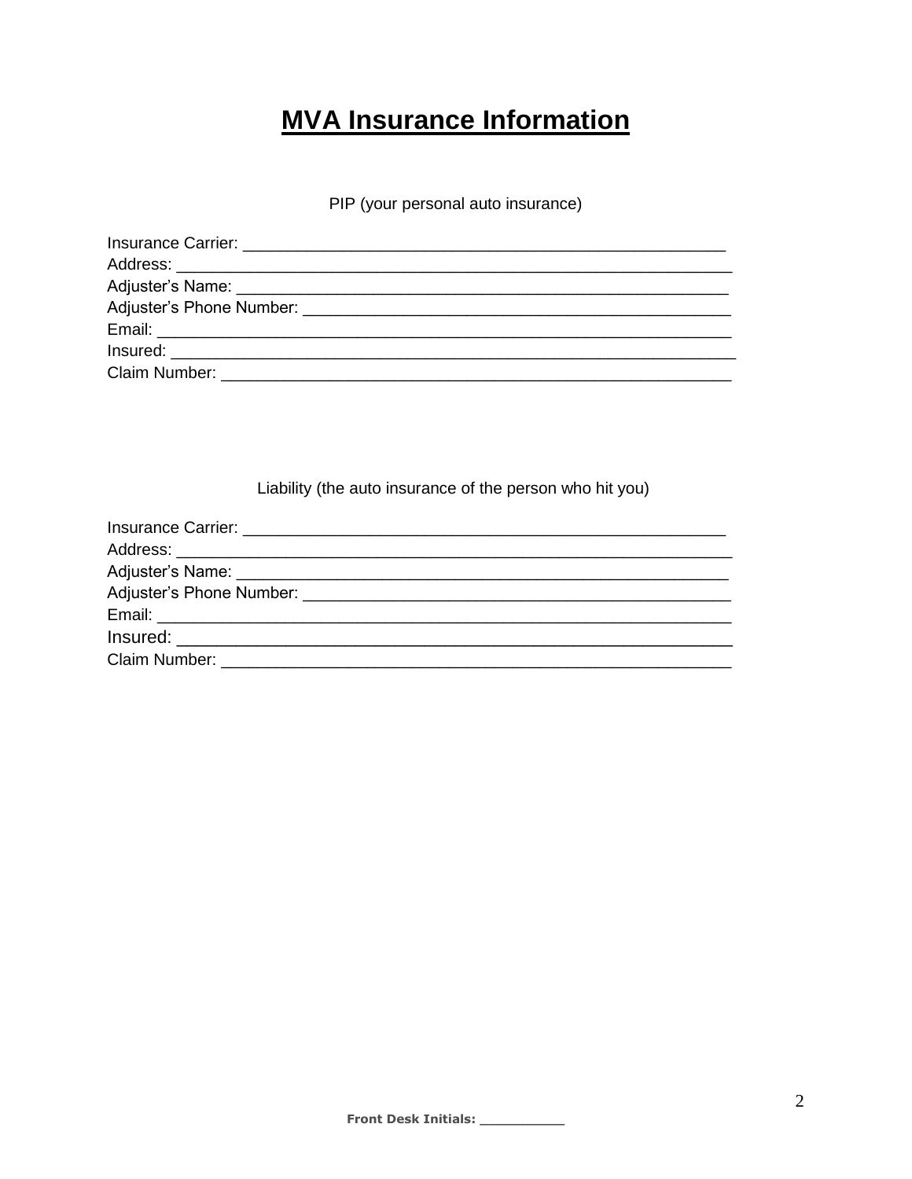# MVA Insurance Information

PIP (your personal auto insurance)

Insurance Carrier: ______________________________________________________
Address: ______________________________________________________________
Adjuster's Name: ______________________________________________________
Adjuster's Phone Number: _______________________________________________
Email: ________________________________________________________________
Insured: _______________________________________________________________
Claim Number: _________________________________________________________

Liability (the auto insurance of the person who hit you)

Insurance Carrier: ______________________________________________________
Address: ______________________________________________________________
Adjuster's Name: ______________________________________________________
Adjuster's Phone Number: _______________________________________________
Email: ________________________________________________________________
Insured: _______________________________________________________________
Claim Number: _________________________________________________________

**Front Desk Initials: __________**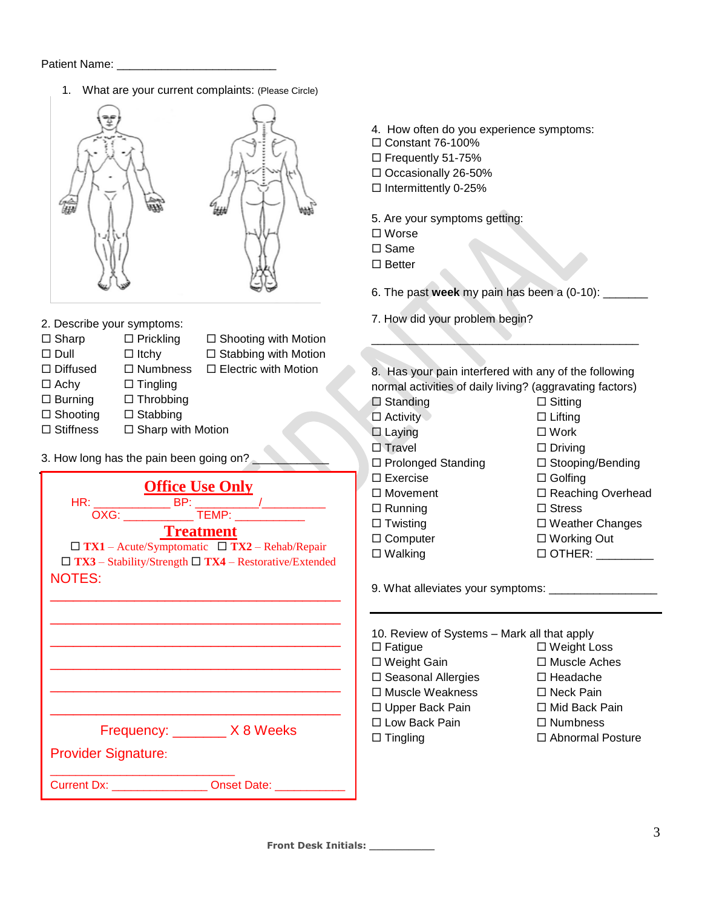Patient Name: ________________________

1. What are your current complaints: (Please Circle)

2. Describe your symptoms:

☐ Sharp ☐ Prickling ☐ Shooting with Motion
☐ Dull ☐ Itchy ☐ Stabbing with Motion
☐ Diffused ☐ Numbness ☐ Electric with Motion
☐ Achy ☐ Tingling
☐ Burning ☐ Throbbing
☐ Shooting ☐ Stabbing
☐ Stiffness ☐ Sharp with Motion

3. How long has the pain been going on? ____________

## Office Use Only

HR: ____________ BP: __________/__________

OXG: ___________ TEMP: ___________

## Treatment

☐ **TX1** – Acute/Symptomatic ☐ **TX2** – Rehab/Repair

☐ **TX3** – Stability/Strength ☐ **TX4** – Restorative/Extended

NOTES:

______________________________________________

______________________________________________

______________________________________________

______________________________________________

______________________________________________

______________________________________________

Frequency: _______ X 8 Weeks

Provider Signature:

____________________________

Current Dx: _______________ Onset Date: ___________

4. How often do you experience symptoms:

☐ Constant 76-100%
☐ Frequently 51-75%
☐ Occasionally 26-50%
☐ Intermittently 0-25%

5. Are your symptoms getting:

☐ Worse
☐ Same
☐ Better

6. The past **week** my pain has been a (0-10): _______

7. How did your problem begin?

__________________________________________

8. Has your pain interfered with any of the following normal activities of daily living? (aggravating factors)

☐ Standing ☐ Sitting
☐ Activity ☐ Lifting
☐ Laying ☐ Work
☐ Travel ☐ Driving
☐ Prolonged Standing ☐ Stooping/Bending
☐ Exercise ☐ Golfing
☐ Movement ☐ Reaching Overhead
☐ Running ☐ Stress
☐ Twisting ☐ Weather Changes
☐ Computer ☐ Working Out
☐ Walking ☐ OTHER: _________

9. What alleviates your symptoms: _________________

10. Review of Systems – Mark all that apply

☐ Fatigue ☐ Weight Loss
☐ Weight Gain ☐ Muscle Aches
☐ Seasonal Allergies ☐ Headache
☐ Muscle Weakness ☐ Neck Pain
☐ Upper Back Pain ☐ Mid Back Pain
☐ Low Back Pain ☐ Numbness
☐ Tingling ☐ Abnormal Posture

**Front Desk Initials:** ___________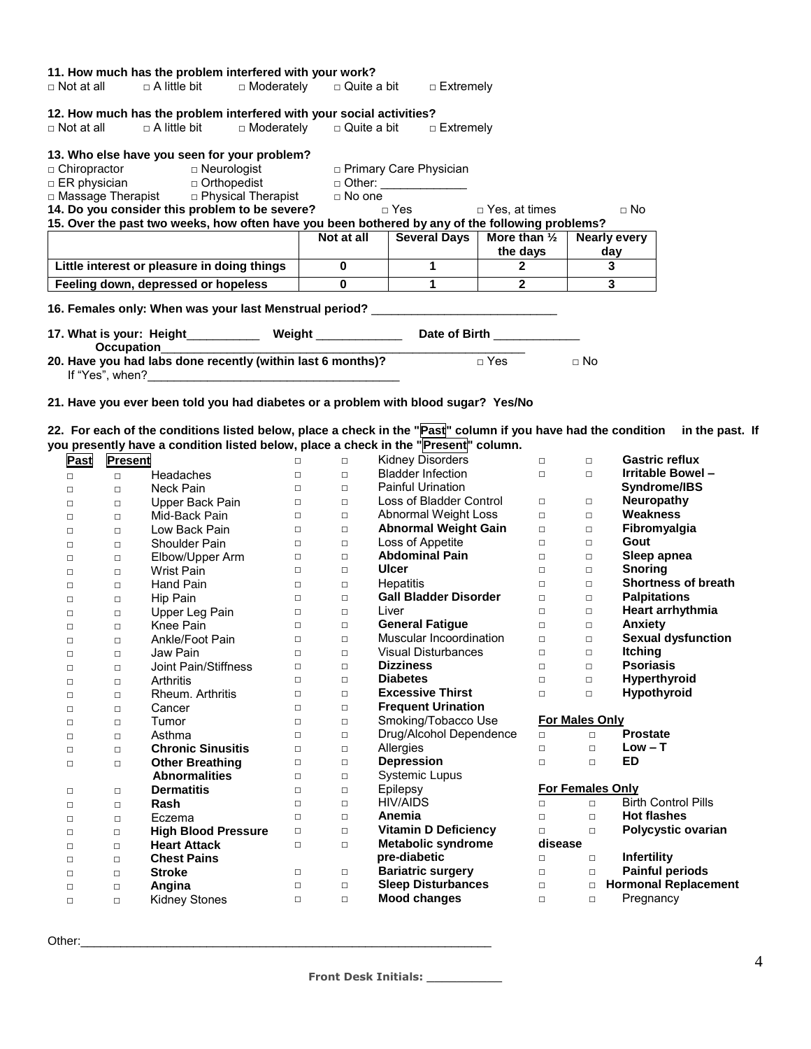**11. How much has the problem interfered with your work?**

□ Not at all □ A little bit □ Moderately □ Quite a bit □ Extremely

**12. How much has the problem interfered with your social activities?**

□ Not at all □ A little bit □ Moderately □ Quite a bit □ Extremely

**13. Who else have you seen for your problem?**

□ Chiropractor □ Neurologist □ Primary Care Physician
□ ER physician □ Orthopedist □ Other: _____________
□ Massage Therapist □ Physical Therapist □ No one

**14. Do you consider this problem to be severe?** □ Yes □ Yes, at times □ No

**15. Over the past two weeks, how often have you been bothered by any of the following problems?**

| | Not at all | Several Days | More than ½ the days | Nearly every day |
|---|---|---|---|---|
| Little interest or pleasure in doing things | 0 | 1 | 2 | 3 |
| Feeling down, depressed or hopeless | 0 | 1 | 2 | 3 |

**16. Females only: When was your last Menstrual period?** ___________________________

**17. What is your: Height**___________ **Weight** ____________ **Date of Birth** ____________

**Occupation**_______________________________________________________

**20. Have you had labs done recently (within last 6 months)?** □ Yes □ No

If "Yes", when?_____________________________________

**21. Have you ever been told you had diabetes or a problem with blood sugar? Yes/No**

**22. For each of the conditions listed below, place a check in the "Past" column if you have had the condition in the past. If you presently have a condition listed below, place a check in the "Present" column.**

| Past | Present | Condition | Past | Present | Condition | Past | Present | Condition |
|---|---|---|---|---|---|---|---|---|
| | | | □ | □ | Kidney Disorders | □ | □ | **Gastric reflux** |
| □ | □ | Headaches | □ | □ | Bladder Infection | □ | □ | **Irritable Bowel – Syndrome/IBS** |
| □ | □ | Neck Pain | □ | □ | Painful Urination | | | |
| □ | □ | Upper Back Pain | □ | □ | Loss of Bladder Control | □ | □ | **Neuropathy** |
| □ | □ | Mid-Back Pain | □ | □ | Abnormal Weight Loss | □ | □ | **Weakness** |
| □ | □ | Low Back Pain | □ | □ | **Abnormal Weight Gain** | □ | □ | **Fibromyalgia** |
| □ | □ | Shoulder Pain | □ | □ | Loss of Appetite | □ | □ | **Gout** |
| □ | □ | Elbow/Upper Arm | □ | □ | **Abdominal Pain** | □ | □ | **Sleep apnea** |
| □ | □ | Wrist Pain | □ | □ | **Ulcer** | □ | □ | **Snoring** |
| □ | □ | Hand Pain | □ | □ | Hepatitis | □ | □ | **Shortness of breath** |
| □ | □ | Hip Pain | □ | □ | **Gall Bladder Disorder** | □ | □ | **Palpitations** |
| □ | □ | Upper Leg Pain | □ | □ | Liver | □ | □ | **Heart arrhythmia** |
| □ | □ | Knee Pain | □ | □ | **General Fatigue** | □ | □ | **Anxiety** |
| □ | □ | Ankle/Foot Pain | □ | □ | Muscular Incoordination | □ | □ | **Sexual dysfunction** |
| □ | □ | Jaw Pain | □ | □ | Visual Disturbances | □ | □ | **Itching** |
| □ | □ | Joint Pain/Stiffness | □ | □ | **Dizziness** | □ | □ | **Psoriasis** |
| □ | □ | Arthritis | □ | □ | **Diabetes** | □ | □ | **Hyperthyroid** |
| □ | □ | Rheum. Arthritis | □ | □ | **Excessive Thirst** | □ | □ | **Hypothyroid** |
| □ | □ | Cancer | □ | □ | **Frequent Urination** | | | |
| □ | □ | Tumor | □ | □ | Smoking/Tobacco Use | **For Males Only** | | |
| □ | □ | Asthma | □ | □ | Drug/Alcohol Dependence | □ | □ | **Prostate** |
| □ | □ | **Chronic Sinusitis** | □ | □ | Allergies | □ | □ | **Low – T** |
| □ | □ | **Other Breathing Abnormalities** | □ | □ | **Depression** | □ | □ | **ED** |
| | | | □ | □ | Systemic Lupus | | | |
| □ | □ | **Dermatitis** | □ | □ | Epilepsy | **For Females Only** | | |
| □ | □ | **Rash** | □ | □ | HIV/AIDS | □ | □ | Birth Control Pills |
| □ | □ | Eczema | □ | □ | **Anemia** | □ | □ | **Hot flashes** |
| □ | □ | **High Blood Pressure** | □ | □ | **Vitamin D Deficiency** | □ | □ | **Polycystic ovarian disease** |
| □ | □ | **Heart Attack** | □ | □ | **Metabolic syndrome pre-diabetic** | | | |
| □ | □ | **Chest Pains** | | | | □ | □ | **Infertility** |
| □ | □ | **Stroke** | □ | □ | **Bariatric surgery** | □ | □ | **Painful periods** |
| □ | □ | **Angina** | □ | □ | **Sleep Disturbances** | □ | □ | **Hormonal Replacement** |
| □ | □ | Kidney Stones | □ | □ | **Mood changes** | □ | □ | Pregnancy |

Other:___________________________________________________________

**Front Desk Initials:** __________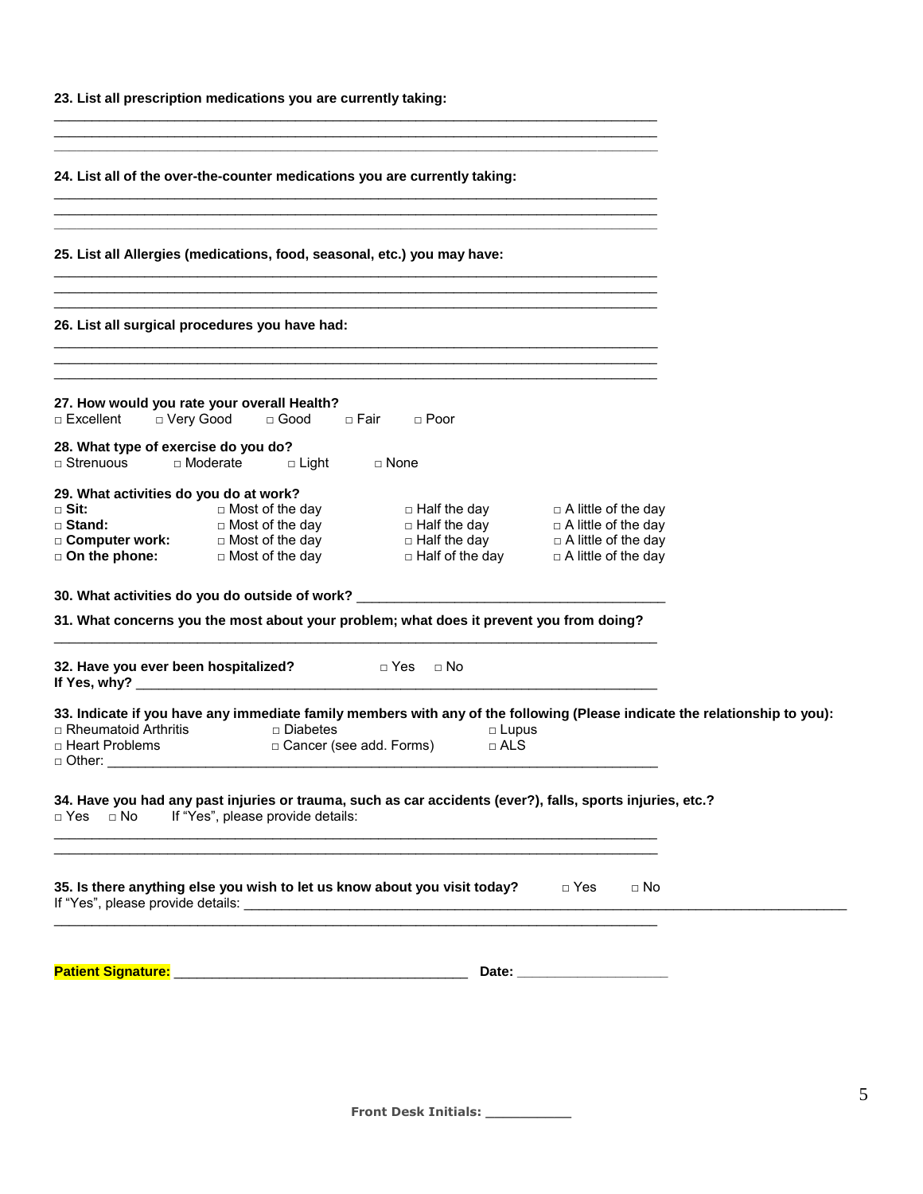**23. List all prescription medications you are currently taking:**

\_\_\_\_\_\_\_\_\_\_\_\_\_\_\_\_\_\_\_\_\_\_\_\_\_\_\_\_\_\_\_\_\_\_\_\_\_\_\_\_\_\_\_\_\_\_\_\_\_\_\_\_\_\_\_\_\_\_\_\_\_\_\_\_\_\_\_\_\_\_\_\_\_\_\_\_\_
\_\_\_\_\_\_\_\_\_\_\_\_\_\_\_\_\_\_\_\_\_\_\_\_\_\_\_\_\_\_\_\_\_\_\_\_\_\_\_\_\_\_\_\_\_\_\_\_\_\_\_\_\_\_\_\_\_\_\_\_\_\_\_\_\_\_\_\_\_\_\_\_\_\_\_\_\_

**24. List all of the over-the-counter medications you are currently taking:**

\_\_\_\_\_\_\_\_\_\_\_\_\_\_\_\_\_\_\_\_\_\_\_\_\_\_\_\_\_\_\_\_\_\_\_\_\_\_\_\_\_\_\_\_\_\_\_\_\_\_\_\_\_\_\_\_\_\_\_\_\_\_\_\_\_\_\_\_\_\_\_\_\_\_\_\_\_
\_\_\_\_\_\_\_\_\_\_\_\_\_\_\_\_\_\_\_\_\_\_\_\_\_\_\_\_\_\_\_\_\_\_\_\_\_\_\_\_\_\_\_\_\_\_\_\_\_\_\_\_\_\_\_\_\_\_\_\_\_\_\_\_\_\_\_\_\_\_\_\_\_\_\_\_\_

**25. List all Allergies (medications, food, seasonal, etc.) you may have:**

\_\_\_\_\_\_\_\_\_\_\_\_\_\_\_\_\_\_\_\_\_\_\_\_\_\_\_\_\_\_\_\_\_\_\_\_\_\_\_\_\_\_\_\_\_\_\_\_\_\_\_\_\_\_\_\_\_\_\_\_\_\_\_\_\_\_\_\_\_\_\_\_\_\_\_\_\_
\_\_\_\_\_\_\_\_\_\_\_\_\_\_\_\_\_\_\_\_\_\_\_\_\_\_\_\_\_\_\_\_\_\_\_\_\_\_\_\_\_\_\_\_\_\_\_\_\_\_\_\_\_\_\_\_\_\_\_\_\_\_\_\_\_\_\_\_\_\_\_\_\_\_\_\_\_
\_\_\_\_\_\_\_\_\_\_\_\_\_\_\_\_\_\_\_\_\_\_\_\_\_\_\_\_\_\_\_\_\_\_\_\_\_\_\_\_\_\_\_\_\_\_\_\_\_\_\_\_\_\_\_\_\_\_\_\_\_\_\_\_\_\_\_\_\_\_\_\_\_\_\_\_\_

**26. List all surgical procedures you have had:**

\_\_\_\_\_\_\_\_\_\_\_\_\_\_\_\_\_\_\_\_\_\_\_\_\_\_\_\_\_\_\_\_\_\_\_\_\_\_\_\_\_\_\_\_\_\_\_\_\_\_\_\_\_\_\_\_\_\_\_\_\_\_\_\_\_\_\_\_\_\_\_\_\_\_\_\_\_
\_\_\_\_\_\_\_\_\_\_\_\_\_\_\_\_\_\_\_\_\_\_\_\_\_\_\_\_\_\_\_\_\_\_\_\_\_\_\_\_\_\_\_\_\_\_\_\_\_\_\_\_\_\_\_\_\_\_\_\_\_\_\_\_\_\_\_\_\_\_\_\_\_\_\_\_\_
\_\_\_\_\_\_\_\_\_\_\_\_\_\_\_\_\_\_\_\_\_\_\_\_\_\_\_\_\_\_\_\_\_\_\_\_\_\_\_\_\_\_\_\_\_\_\_\_\_\_\_\_\_\_\_\_\_\_\_\_\_\_\_\_\_\_\_\_\_\_\_\_\_\_\_\_\_

**27. How would you rate your overall Health?**
□ Excellent □ Very Good □ Good □ Fair □ Poor

**28. What type of exercise do you do?**
□ Strenuous □ Moderate □ Light □ None

**29. What activities do you do at work?**

| | | | |
|---|---|---|---|
| □ **Sit:** | □ Most of the day | □ Half the day | □ A little of the day |
| □ **Stand:** | □ Most of the day | □ Half the day | □ A little of the day |
| □ **Computer work:** | □ Most of the day | □ Half the day | □ A little of the day |
| □ **On the phone:** | □ Most of the day | □ Half of the day | □ A little of the day |

**30. What activities do you do outside of work?** \_\_\_\_\_\_\_\_\_\_\_\_\_\_\_\_\_\_\_\_\_\_\_\_\_\_\_\_\_\_\_\_\_\_\_\_\_\_\_

**31. What concerns you the most about your problem; what does it prevent you from doing?**

\_\_\_\_\_\_\_\_\_\_\_\_\_\_\_\_\_\_\_\_\_\_\_\_\_\_\_\_\_\_\_\_\_\_\_\_\_\_\_\_\_\_\_\_\_\_\_\_\_\_\_\_\_\_\_\_\_\_\_\_\_\_\_\_\_\_\_\_\_\_\_\_\_\_\_\_\_

**32. Have you ever been hospitalized?** □ Yes □ No
**If Yes, why?** \_\_\_\_\_\_\_\_\_\_\_\_\_\_\_\_\_\_\_\_\_\_\_\_\_\_\_\_\_\_\_\_\_\_\_\_\_\_\_\_\_\_\_\_\_\_\_\_\_\_\_\_\_\_\_\_\_\_\_\_\_\_\_\_\_\_\_\_\_

**33. Indicate if you have any immediate family members with any of the following (Please indicate the relationship to you):**
□ Rheumatoid Arthritis □ Diabetes □ Lupus
□ Heart Problems □ Cancer (see add. Forms) □ ALS
□ Other: \_\_\_\_\_\_\_\_\_\_\_\_\_\_\_\_\_\_\_\_\_\_\_\_\_\_\_\_\_\_\_\_\_\_\_\_\_\_\_\_\_\_\_\_\_\_\_\_\_\_\_\_\_\_\_\_\_\_\_\_\_\_\_\_\_\_\_\_\_\_\_

**34. Have you had any past injuries or trauma, such as car accidents (ever?), falls, sports injuries, etc.?**
□ Yes □ No If "Yes", please provide details:

\_\_\_\_\_\_\_\_\_\_\_\_\_\_\_\_\_\_\_\_\_\_\_\_\_\_\_\_\_\_\_\_\_\_\_\_\_\_\_\_\_\_\_\_\_\_\_\_\_\_\_\_\_\_\_\_\_\_\_\_\_\_\_\_\_\_\_\_\_\_\_\_\_\_\_\_\_
\_\_\_\_\_\_\_\_\_\_\_\_\_\_\_\_\_\_\_\_\_\_\_\_\_\_\_\_\_\_\_\_\_\_\_\_\_\_\_\_\_\_\_\_\_\_\_\_\_\_\_\_\_\_\_\_\_\_\_\_\_\_\_\_\_\_\_\_\_\_\_\_\_\_\_\_\_

**35. Is there anything else you wish to let us know about you visit today?** □ Yes □ No
If "Yes", please provide details: \_\_\_\_\_\_\_\_\_\_\_\_\_\_\_\_\_\_\_\_\_\_\_\_\_\_\_\_\_\_\_\_\_\_\_\_\_\_\_\_\_\_\_\_\_\_\_\_\_\_\_\_\_\_\_\_\_\_\_\_\_\_\_\_\_\_\_\_\_\_\_\_\_\_\_\_\_
\_\_\_\_\_\_\_\_\_\_\_\_\_\_\_\_\_\_\_\_\_\_\_\_\_\_\_\_\_\_\_\_\_\_\_\_\_\_\_\_\_\_\_\_\_\_\_\_\_\_\_\_\_\_\_\_\_\_\_\_\_\_\_\_\_\_\_\_\_\_\_\_\_\_\_\_\_

**Patient Signature:** \_\_\_\_\_\_\_\_\_\_\_\_\_\_\_\_\_\_\_\_\_\_\_\_\_\_\_\_\_\_\_\_\_\_\_\_\_\_\_ **Date:** \_\_\_\_\_\_\_\_\_\_\_\_\_\_\_\_\_\_\_\_

**Front Desk Initials:** \_\_\_\_\_\_\_\_\_\_\_